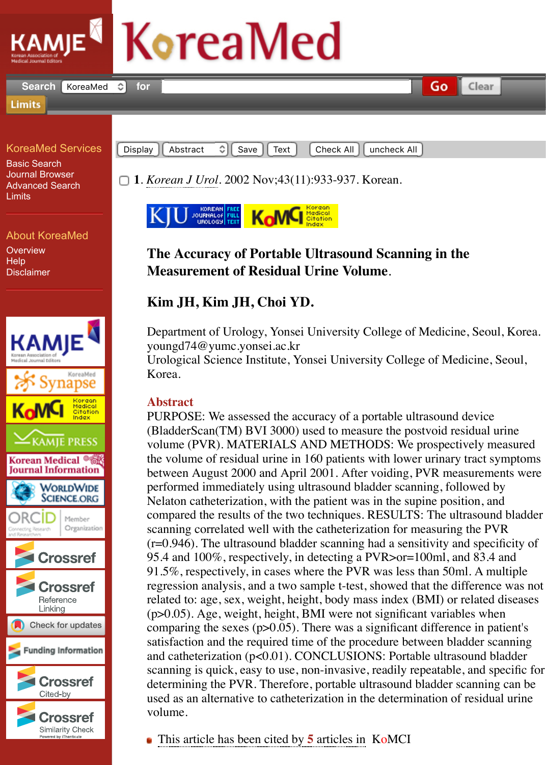1. *Korean J Urol*. 2002 Nov;43(11):933-937. Korean.

# The Accuracy of Portable Ultrasound Scanning in the Measurement of Residual Urine Volume.

**Kim JH, Kim JH, Choi YD.**

Department of Urology, Yonsei University College of Medicine, Seoul, Korea. youngd74@yumc.yonsei.ac.kr

Urological Science Institute, Yonsei University College of Medicine, Seoul, Korea.

## Abstract

PURPOSE: We assessed the accuracy of a portable ultrasound device (BladderScan(TM) BVI 3000) used to measure the postvoid residual urine volume (PVR). MATERIALS AND METHODS: We prospectively measured the volume of residual urine in 160 patients with lower urinary tract symptoms between August 2000 and April 2001. After voiding, PVR measurements were performed immediately using ultrasound bladder scanning, followed by Nelaton catheterization, with the patient was in the supine position, and compared the results of the two techniques. RESULTS: The ultrasound bladder scanning correlated well with the catheterization for measuring the PVR (r=0.946). The ultrasound bladder scanning had a sensitivity and specificity of 95.4 and 100%, respectively, in detecting a PVR>or=100ml, and 83.4 and 91.5%, respectively, in cases where the PVR was less than 50ml. A multiple regression analysis, and a two sample t-test, showed that the difference was not related to: age, sex, weight, height, body mass index (BMI) or related diseases (p>0.05). Age, weight, height, BMI were not significant variables when comparing the sexes (p>0.05). There was a significant difference in patient's satisfaction and the required time of the procedure between bladder scanning and catheterization (p<0.01). CONCLUSIONS: Portable ultrasound bladder scanning is quick, easy to use, non-invasive, readily repeatable, and specific for determining the PVR. Therefore, portable ultrasound bladder scanning can be used as an alternative to catheterization in the determination of residual urine volume.

- This article has been cited by **5** articles in KoMCI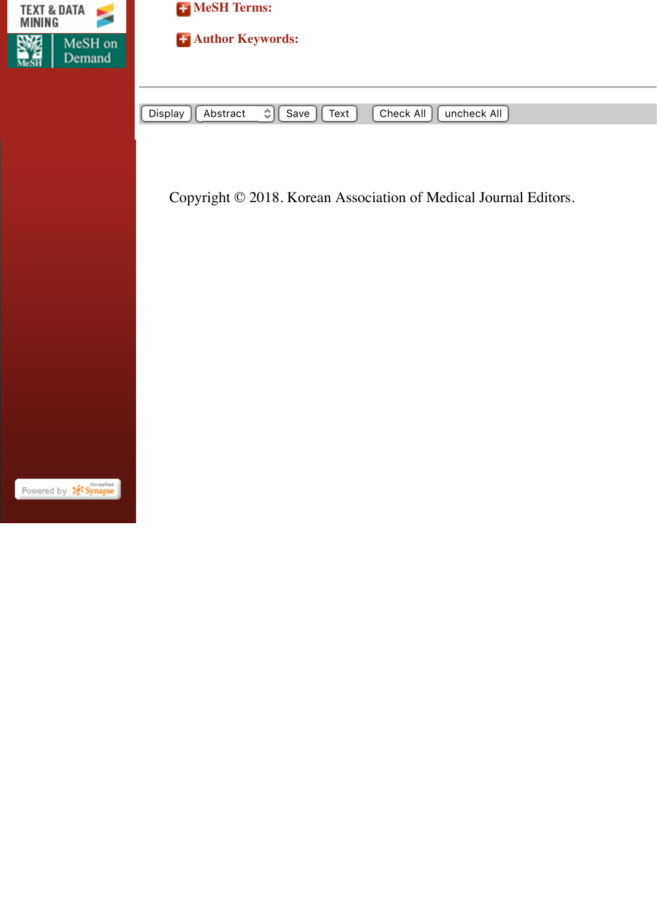**MeSH Terms:**

**Author Keywords:**

---

Copyright © 2018. Korean Association of Medical Journal Editors.